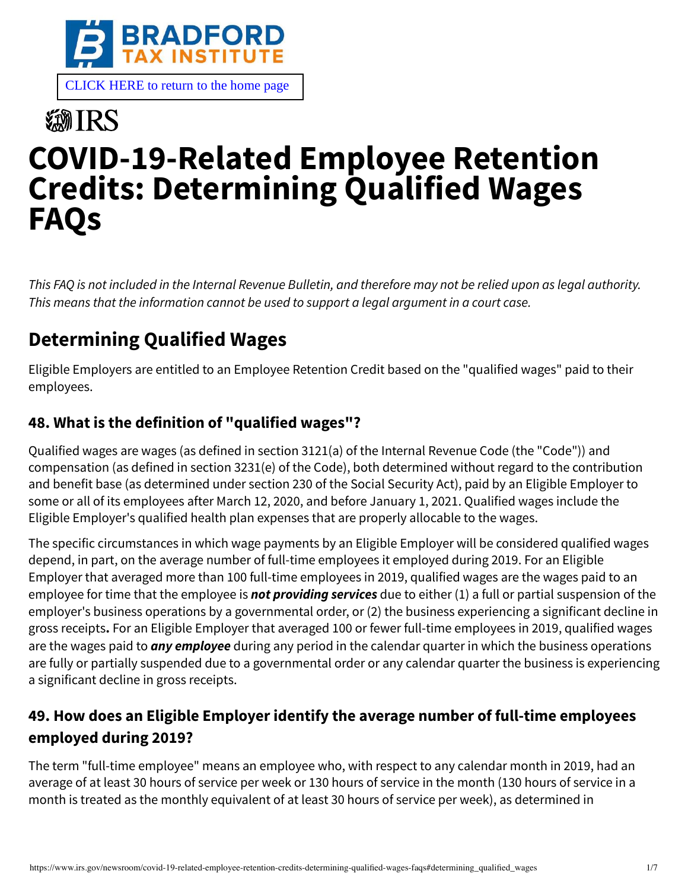CLICK HERE to return to the home page

# COVID-19-Related Employee Retention Credits: Determining Qualified Wages FAQs

*This FAQ is not included in the Internal Revenue Bulletin, and therefore may not be relied upon as legal authority. This means that the information cannot be used to support a legal argument in a court case.*

## Determining Qualified Wages

Eligible Employers are entitled to an Employee Retention Credit based on the "qualified wages" paid to their employees.

### 48. What is the definition of "qualified wages"?

Qualified wages are wages (as defined in section 3121(a) of the Internal Revenue Code (the "Code")) and compensation (as defined in section 3231(e) of the Code), both determined without regard to the contribution and benefit base (as determined under section 230 of the Social Security Act), paid by an Eligible Employer to some or all of its employees after March 12, 2020, and before January 1, 2021. Qualified wages include the Eligible Employer's qualified health plan expenses that are properly allocable to the wages.

The specific circumstances in which wage payments by an Eligible Employer will be considered qualified wages depend, in part, on the average number of full-time employees it employed during 2019. For an Eligible Employer that averaged more than 100 full-time employees in 2019, qualified wages are the wages paid to an employee for time that the employee is ***not providing services*** due to either (1) a full or partial suspension of the employer's business operations by a governmental order, or (2) the business experiencing a significant decline in gross receipts**.** For an Eligible Employer that averaged 100 or fewer full-time employees in 2019, qualified wages are the wages paid to ***any employee*** during any period in the calendar quarter in which the business operations are fully or partially suspended due to a governmental order or any calendar quarter the business is experiencing a significant decline in gross receipts.

### 49. How does an Eligible Employer identify the average number of full-time employees employed during 2019?

The term "full-time employee" means an employee who, with respect to any calendar month in 2019, had an average of at least 30 hours of service per week or 130 hours of service in the month (130 hours of service in a month is treated as the monthly equivalent of at least 30 hours of service per week), as determined in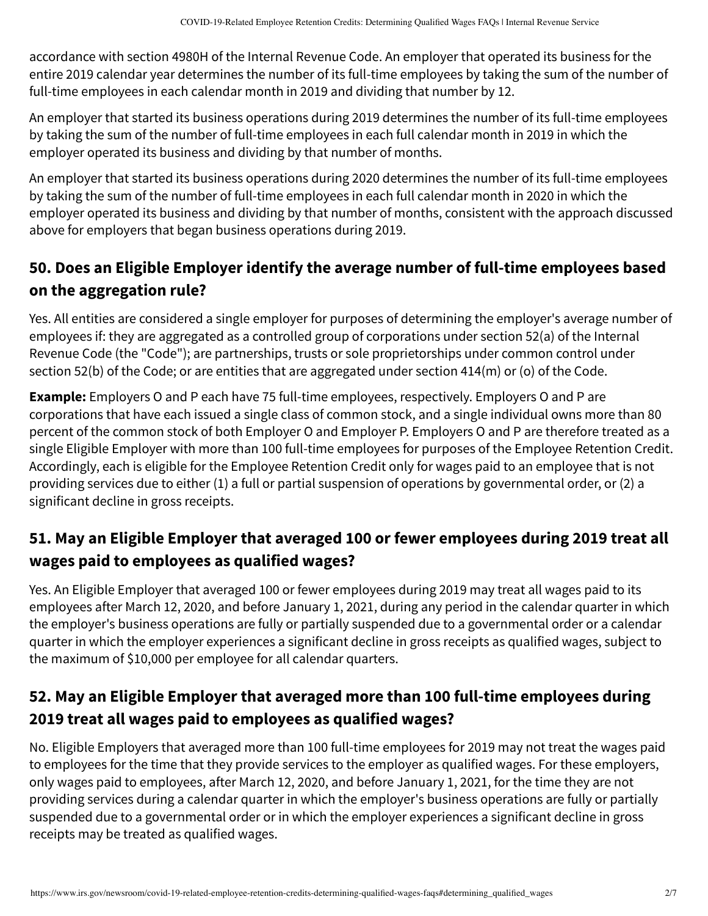accordance with section 4980H of the Internal Revenue Code. An employer that operated its business for the entire 2019 calendar year determines the number of its full-time employees by taking the sum of the number of full-time employees in each calendar month in 2019 and dividing that number by 12.

An employer that started its business operations during 2019 determines the number of its full-time employees by taking the sum of the number of full-time employees in each full calendar month in 2019 in which the employer operated its business and dividing by that number of months.

An employer that started its business operations during 2020 determines the number of its full-time employees by taking the sum of the number of full-time employees in each full calendar month in 2020 in which the employer operated its business and dividing by that number of months, consistent with the approach discussed above for employers that began business operations during 2019.

## 50. Does an Eligible Employer identify the average number of full-time employees based on the aggregation rule?

Yes. All entities are considered a single employer for purposes of determining the employer's average number of employees if: they are aggregated as a controlled group of corporations under section 52(a) of the Internal Revenue Code (the "Code"); are partnerships, trusts or sole proprietorships under common control under section 52(b) of the Code; or are entities that are aggregated under section 414(m) or (o) of the Code.

**Example:** Employers O and P each have 75 full-time employees, respectively. Employers O and P are corporations that have each issued a single class of common stock, and a single individual owns more than 80 percent of the common stock of both Employer O and Employer P. Employers O and P are therefore treated as a single Eligible Employer with more than 100 full-time employees for purposes of the Employee Retention Credit. Accordingly, each is eligible for the Employee Retention Credit only for wages paid to an employee that is not providing services due to either (1) a full or partial suspension of operations by governmental order, or (2) a significant decline in gross receipts.

## 51. May an Eligible Employer that averaged 100 or fewer employees during 2019 treat all wages paid to employees as qualified wages?

Yes. An Eligible Employer that averaged 100 or fewer employees during 2019 may treat all wages paid to its employees after March 12, 2020, and before January 1, 2021, during any period in the calendar quarter in which the employer's business operations are fully or partially suspended due to a governmental order or a calendar quarter in which the employer experiences a significant decline in gross receipts as qualified wages, subject to the maximum of $10,000 per employee for all calendar quarters.

## 52. May an Eligible Employer that averaged more than 100 full-time employees during 2019 treat all wages paid to employees as qualified wages?

No. Eligible Employers that averaged more than 100 full-time employees for 2019 may not treat the wages paid to employees for the time that they provide services to the employer as qualified wages. For these employers, only wages paid to employees, after March 12, 2020, and before January 1, 2021, for the time they are not providing services during a calendar quarter in which the employer's business operations are fully or partially suspended due to a governmental order or in which the employer experiences a significant decline in gross receipts may be treated as qualified wages.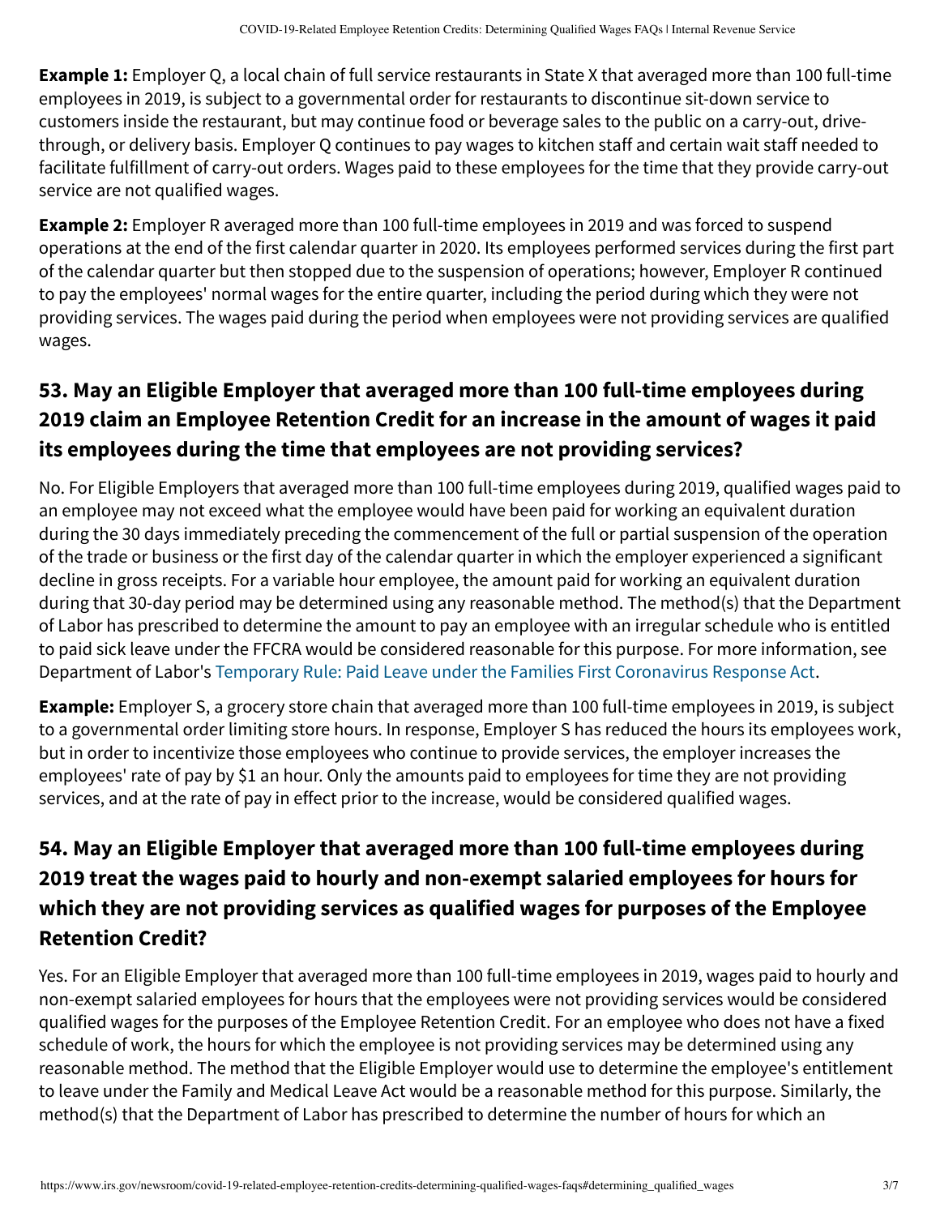**Example 1:** Employer Q, a local chain of full service restaurants in State X that averaged more than 100 full-time employees in 2019, is subject to a governmental order for restaurants to discontinue sit-down service to customers inside the restaurant, but may continue food or beverage sales to the public on a carry-out, drive-through, or delivery basis. Employer Q continues to pay wages to kitchen staff and certain wait staff needed to facilitate fulfillment of carry-out orders. Wages paid to these employees for the time that they provide carry-out service are not qualified wages.

**Example 2:** Employer R averaged more than 100 full-time employees in 2019 and was forced to suspend operations at the end of the first calendar quarter in 2020. Its employees performed services during the first part of the calendar quarter but then stopped due to the suspension of operations; however, Employer R continued to pay the employees' normal wages for the entire quarter, including the period during which they were not providing services. The wages paid during the period when employees were not providing services are qualified wages.

## 53. May an Eligible Employer that averaged more than 100 full-time employees during 2019 claim an Employee Retention Credit for an increase in the amount of wages it paid its employees during the time that employees are not providing services?

No. For Eligible Employers that averaged more than 100 full-time employees during 2019, qualified wages paid to an employee may not exceed what the employee would have been paid for working an equivalent duration during the 30 days immediately preceding the commencement of the full or partial suspension of the operation of the trade or business or the first day of the calendar quarter in which the employer experienced a significant decline in gross receipts. For a variable hour employee, the amount paid for working an equivalent duration during that 30-day period may be determined using any reasonable method. The method(s) that the Department of Labor has prescribed to determine the amount to pay an employee with an irregular schedule who is entitled to paid sick leave under the FFCRA would be considered reasonable for this purpose. For more information, see Department of Labor's Temporary Rule: Paid Leave under the Families First Coronavirus Response Act.

**Example:** Employer S, a grocery store chain that averaged more than 100 full-time employees in 2019, is subject to a governmental order limiting store hours. In response, Employer S has reduced the hours its employees work, but in order to incentivize those employees who continue to provide services, the employer increases the employees' rate of pay by $1 an hour. Only the amounts paid to employees for time they are not providing services, and at the rate of pay in effect prior to the increase, would be considered qualified wages.

## 54. May an Eligible Employer that averaged more than 100 full-time employees during 2019 treat the wages paid to hourly and non-exempt salaried employees for hours for which they are not providing services as qualified wages for purposes of the Employee Retention Credit?

Yes. For an Eligible Employer that averaged more than 100 full-time employees in 2019, wages paid to hourly and non-exempt salaried employees for hours that the employees were not providing services would be considered qualified wages for the purposes of the Employee Retention Credit. For an employee who does not have a fixed schedule of work, the hours for which the employee is not providing services may be determined using any reasonable method. The method that the Eligible Employer would use to determine the employee's entitlement to leave under the Family and Medical Leave Act would be a reasonable method for this purpose. Similarly, the method(s) that the Department of Labor has prescribed to determine the number of hours for which an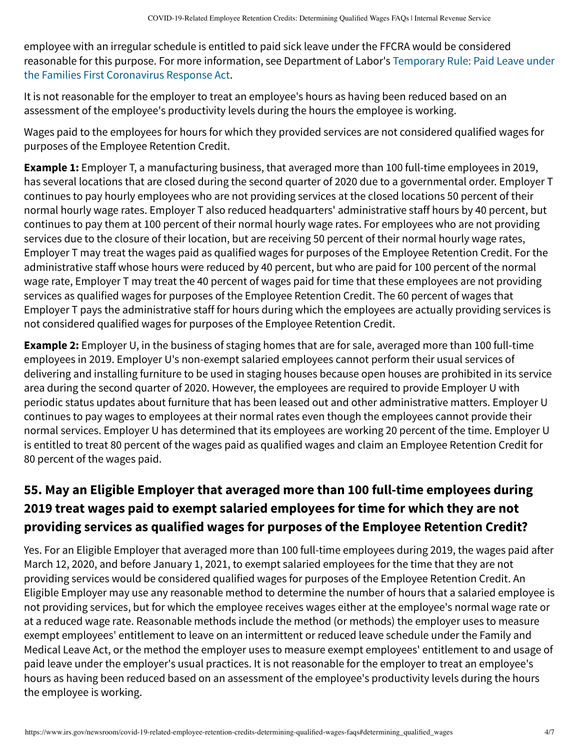employee with an irregular schedule is entitled to paid sick leave under the FFCRA would be considered reasonable for this purpose. For more information, see Department of Labor's Temporary Rule: Paid Leave under the Families First Coronavirus Response Act.

It is not reasonable for the employer to treat an employee's hours as having been reduced based on an assessment of the employee's productivity levels during the hours the employee is working.

Wages paid to the employees for hours for which they provided services are not considered qualified wages for purposes of the Employee Retention Credit.

**Example 1:** Employer T, a manufacturing business, that averaged more than 100 full-time employees in 2019, has several locations that are closed during the second quarter of 2020 due to a governmental order. Employer T continues to pay hourly employees who are not providing services at the closed locations 50 percent of their normal hourly wage rates. Employer T also reduced headquarters' administrative staff hours by 40 percent, but continues to pay them at 100 percent of their normal hourly wage rates. For employees who are not providing services due to the closure of their location, but are receiving 50 percent of their normal hourly wage rates, Employer T may treat the wages paid as qualified wages for purposes of the Employee Retention Credit. For the administrative staff whose hours were reduced by 40 percent, but who are paid for 100 percent of the normal wage rate, Employer T may treat the 40 percent of wages paid for time that these employees are not providing services as qualified wages for purposes of the Employee Retention Credit. The 60 percent of wages that Employer T pays the administrative staff for hours during which the employees are actually providing services is not considered qualified wages for purposes of the Employee Retention Credit.

**Example 2:** Employer U, in the business of staging homes that are for sale, averaged more than 100 full-time employees in 2019. Employer U's non-exempt salaried employees cannot perform their usual services of delivering and installing furniture to be used in staging houses because open houses are prohibited in its service area during the second quarter of 2020. However, the employees are required to provide Employer U with periodic status updates about furniture that has been leased out and other administrative matters. Employer U continues to pay wages to employees at their normal rates even though the employees cannot provide their normal services. Employer U has determined that its employees are working 20 percent of the time. Employer U is entitled to treat 80 percent of the wages paid as qualified wages and claim an Employee Retention Credit for 80 percent of the wages paid.

## 55. May an Eligible Employer that averaged more than 100 full-time employees during 2019 treat wages paid to exempt salaried employees for time for which they are not providing services as qualified wages for purposes of the Employee Retention Credit?

Yes. For an Eligible Employer that averaged more than 100 full-time employees during 2019, the wages paid after March 12, 2020, and before January 1, 2021, to exempt salaried employees for the time that they are not providing services would be considered qualified wages for purposes of the Employee Retention Credit. An Eligible Employer may use any reasonable method to determine the number of hours that a salaried employee is not providing services, but for which the employee receives wages either at the employee's normal wage rate or at a reduced wage rate. Reasonable methods include the method (or methods) the employer uses to measure exempt employees' entitlement to leave on an intermittent or reduced leave schedule under the Family and Medical Leave Act, or the method the employer uses to measure exempt employees' entitlement to and usage of paid leave under the employer's usual practices. It is not reasonable for the employer to treat an employee's hours as having been reduced based on an assessment of the employee's productivity levels during the hours the employee is working.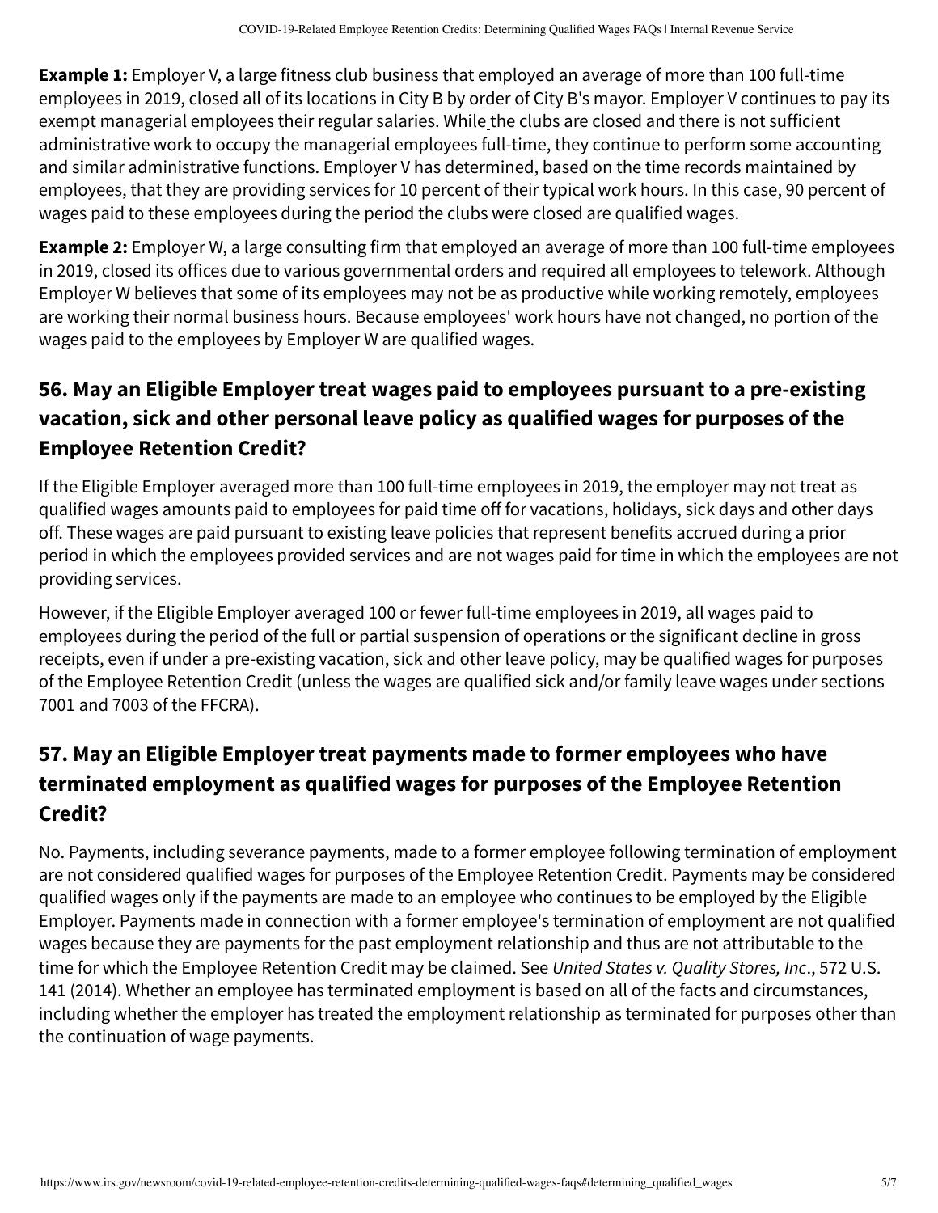**Example 1:** Employer V, a large fitness club business that employed an average of more than 100 full-time employees in 2019, closed all of its locations in City B by order of City B's mayor. Employer V continues to pay its exempt managerial employees their regular salaries. While the clubs are closed and there is not sufficient administrative work to occupy the managerial employees full-time, they continue to perform some accounting and similar administrative functions. Employer V has determined, based on the time records maintained by employees, that they are providing services for 10 percent of their typical work hours. In this case, 90 percent of wages paid to these employees during the period the clubs were closed are qualified wages.

**Example 2:** Employer W, a large consulting firm that employed an average of more than 100 full-time employees in 2019, closed its offices due to various governmental orders and required all employees to telework. Although Employer W believes that some of its employees may not be as productive while working remotely, employees are working their normal business hours. Because employees' work hours have not changed, no portion of the wages paid to the employees by Employer W are qualified wages.

## 56. May an Eligible Employer treat wages paid to employees pursuant to a pre-existing vacation, sick and other personal leave policy as qualified wages for purposes of the Employee Retention Credit?

If the Eligible Employer averaged more than 100 full-time employees in 2019, the employer may not treat as qualified wages amounts paid to employees for paid time off for vacations, holidays, sick days and other days off. These wages are paid pursuant to existing leave policies that represent benefits accrued during a prior period in which the employees provided services and are not wages paid for time in which the employees are not providing services.

However, if the Eligible Employer averaged 100 or fewer full-time employees in 2019, all wages paid to employees during the period of the full or partial suspension of operations or the significant decline in gross receipts, even if under a pre-existing vacation, sick and other leave policy, may be qualified wages for purposes of the Employee Retention Credit (unless the wages are qualified sick and/or family leave wages under sections 7001 and 7003 of the FFCRA).

## 57. May an Eligible Employer treat payments made to former employees who have terminated employment as qualified wages for purposes of the Employee Retention Credit?

No. Payments, including severance payments, made to a former employee following termination of employment are not considered qualified wages for purposes of the Employee Retention Credit. Payments may be considered qualified wages only if the payments are made to an employee who continues to be employed by the Eligible Employer. Payments made in connection with a former employee's termination of employment are not qualified wages because they are payments for the past employment relationship and thus are not attributable to the time for which the Employee Retention Credit may be claimed. See *United States v. Quality Stores, Inc*., 572 U.S. 141 (2014). Whether an employee has terminated employment is based on all of the facts and circumstances, including whether the employer has treated the employment relationship as terminated for purposes other than the continuation of wage payments.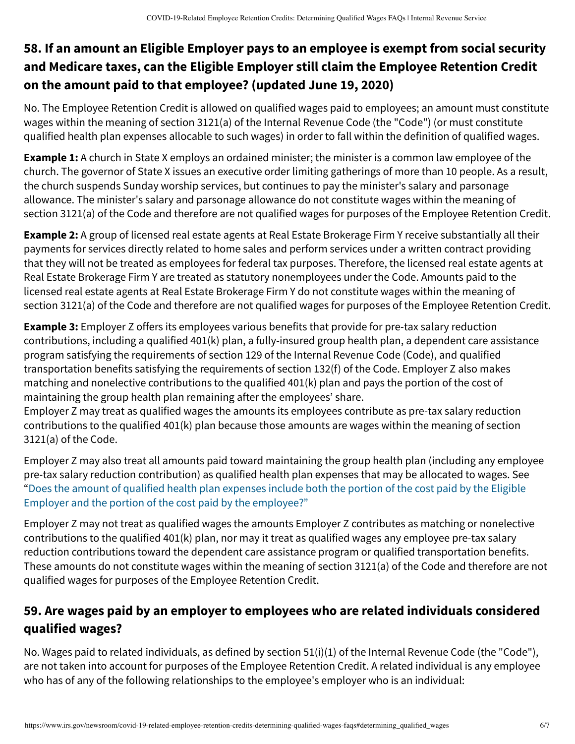## 58. If an amount an Eligible Employer pays to an employee is exempt from social security and Medicare taxes, can the Eligible Employer still claim the Employee Retention Credit on the amount paid to that employee? (updated June 19, 2020)

No. The Employee Retention Credit is allowed on qualified wages paid to employees; an amount must constitute wages within the meaning of section 3121(a) of the Internal Revenue Code (the "Code") (or must constitute qualified health plan expenses allocable to such wages) in order to fall within the definition of qualified wages.

**Example 1:** A church in State X employs an ordained minister; the minister is a common law employee of the church. The governor of State X issues an executive order limiting gatherings of more than 10 people. As a result, the church suspends Sunday worship services, but continues to pay the minister's salary and parsonage allowance. The minister's salary and parsonage allowance do not constitute wages within the meaning of section 3121(a) of the Code and therefore are not qualified wages for purposes of the Employee Retention Credit.

**Example 2:** A group of licensed real estate agents at Real Estate Brokerage Firm Y receive substantially all their payments for services directly related to home sales and perform services under a written contract providing that they will not be treated as employees for federal tax purposes. Therefore, the licensed real estate agents at Real Estate Brokerage Firm Y are treated as statutory nonemployees under the Code. Amounts paid to the licensed real estate agents at Real Estate Brokerage Firm Y do not constitute wages within the meaning of section 3121(a) of the Code and therefore are not qualified wages for purposes of the Employee Retention Credit.

**Example 3:** Employer Z offers its employees various benefits that provide for pre-tax salary reduction contributions, including a qualified 401(k) plan, a fully-insured group health plan, a dependent care assistance program satisfying the requirements of section 129 of the Internal Revenue Code (Code), and qualified transportation benefits satisfying the requirements of section 132(f) of the Code. Employer Z also makes matching and nonelective contributions to the qualified 401(k) plan and pays the portion of the cost of maintaining the group health plan remaining after the employees' share.
Employer Z may treat as qualified wages the amounts its employees contribute as pre-tax salary reduction contributions to the qualified 401(k) plan because those amounts are wages within the meaning of section 3121(a) of the Code.

Employer Z may also treat all amounts paid toward maintaining the group health plan (including any employee pre-tax salary reduction contribution) as qualified health plan expenses that may be allocated to wages. See "Does the amount of qualified health plan expenses include both the portion of the cost paid by the Eligible Employer and the portion of the cost paid by the employee?"

Employer Z may not treat as qualified wages the amounts Employer Z contributes as matching or nonelective contributions to the qualified 401(k) plan, nor may it treat as qualified wages any employee pre-tax salary reduction contributions toward the dependent care assistance program or qualified transportation benefits. These amounts do not constitute wages within the meaning of section 3121(a) of the Code and therefore are not qualified wages for purposes of the Employee Retention Credit.

## 59. Are wages paid by an employer to employees who are related individuals considered qualified wages?

No. Wages paid to related individuals, as defined by section 51(i)(1) of the Internal Revenue Code (the "Code"), are not taken into account for purposes of the Employee Retention Credit. A related individual is any employee who has of any of the following relationships to the employee's employer who is an individual: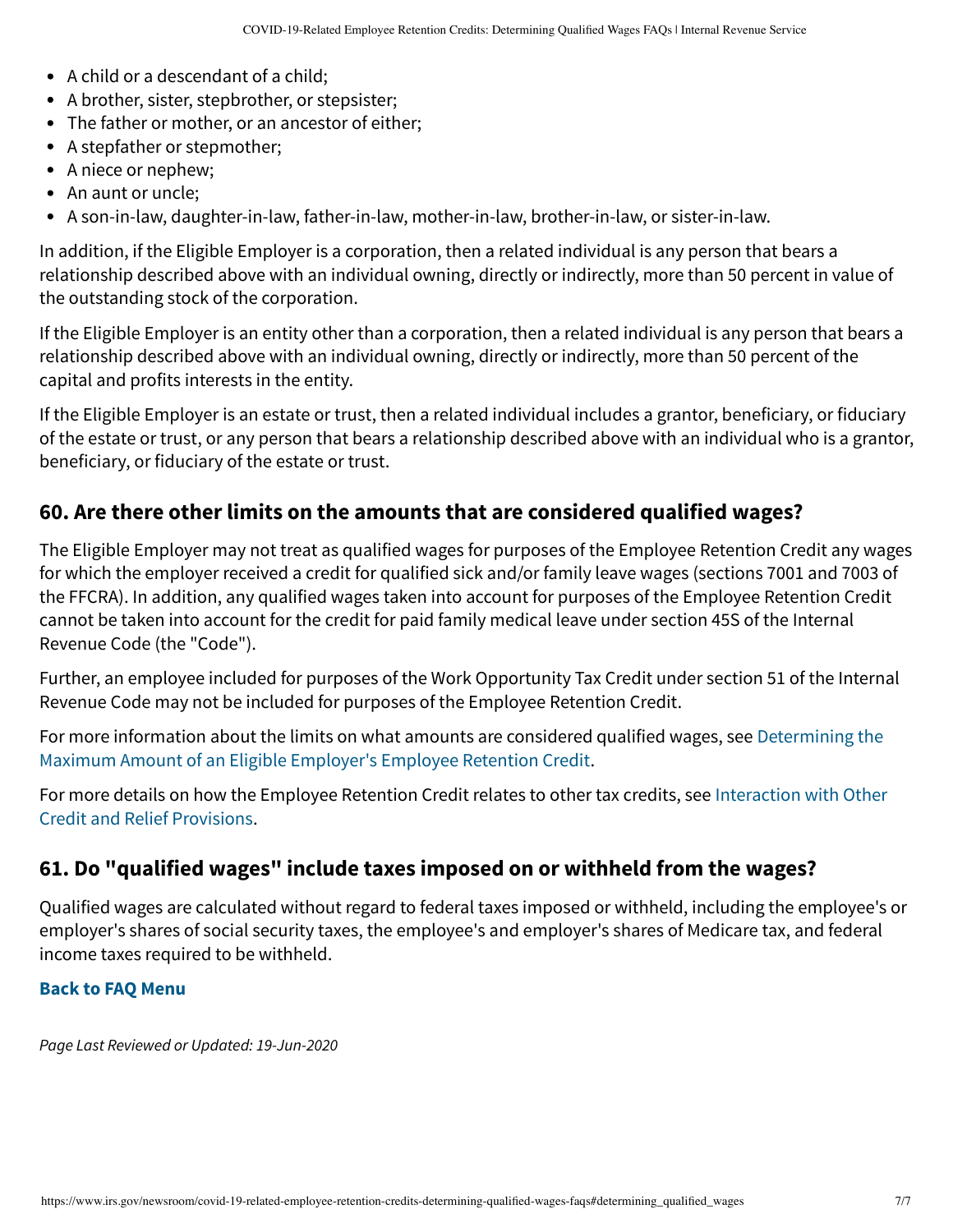- A child or a descendant of a child;
- A brother, sister, stepbrother, or stepsister;
- The father or mother, or an ancestor of either;
- A stepfather or stepmother;
- A niece or nephew;
- An aunt or uncle;
- A son-in-law, daughter-in-law, father-in-law, mother-in-law, brother-in-law, or sister-in-law.

In addition, if the Eligible Employer is a corporation, then a related individual is any person that bears a relationship described above with an individual owning, directly or indirectly, more than 50 percent in value of the outstanding stock of the corporation.

If the Eligible Employer is an entity other than a corporation, then a related individual is any person that bears a relationship described above with an individual owning, directly or indirectly, more than 50 percent of the capital and profits interests in the entity.

If the Eligible Employer is an estate or trust, then a related individual includes a grantor, beneficiary, or fiduciary of the estate or trust, or any person that bears a relationship described above with an individual who is a grantor, beneficiary, or fiduciary of the estate or trust.

## 60. Are there other limits on the amounts that are considered qualified wages?

The Eligible Employer may not treat as qualified wages for purposes of the Employee Retention Credit any wages for which the employer received a credit for qualified sick and/or family leave wages (sections 7001 and 7003 of the FFCRA). In addition, any qualified wages taken into account for purposes of the Employee Retention Credit cannot be taken into account for the credit for paid family medical leave under section 45S of the Internal Revenue Code (the "Code").

Further, an employee included for purposes of the Work Opportunity Tax Credit under section 51 of the Internal Revenue Code may not be included for purposes of the Employee Retention Credit.

For more information about the limits on what amounts are considered qualified wages, see Determining the Maximum Amount of an Eligible Employer's Employee Retention Credit.

For more details on how the Employee Retention Credit relates to other tax credits, see Interaction with Other Credit and Relief Provisions.

## 61. Do "qualified wages" include taxes imposed on or withheld from the wages?

Qualified wages are calculated without regard to federal taxes imposed or withheld, including the employee's or employer's shares of social security taxes, the employee's and employer's shares of Medicare tax, and federal income taxes required to be withheld.

**Back to FAQ Menu**

*Page Last Reviewed or Updated: 19-Jun-2020*